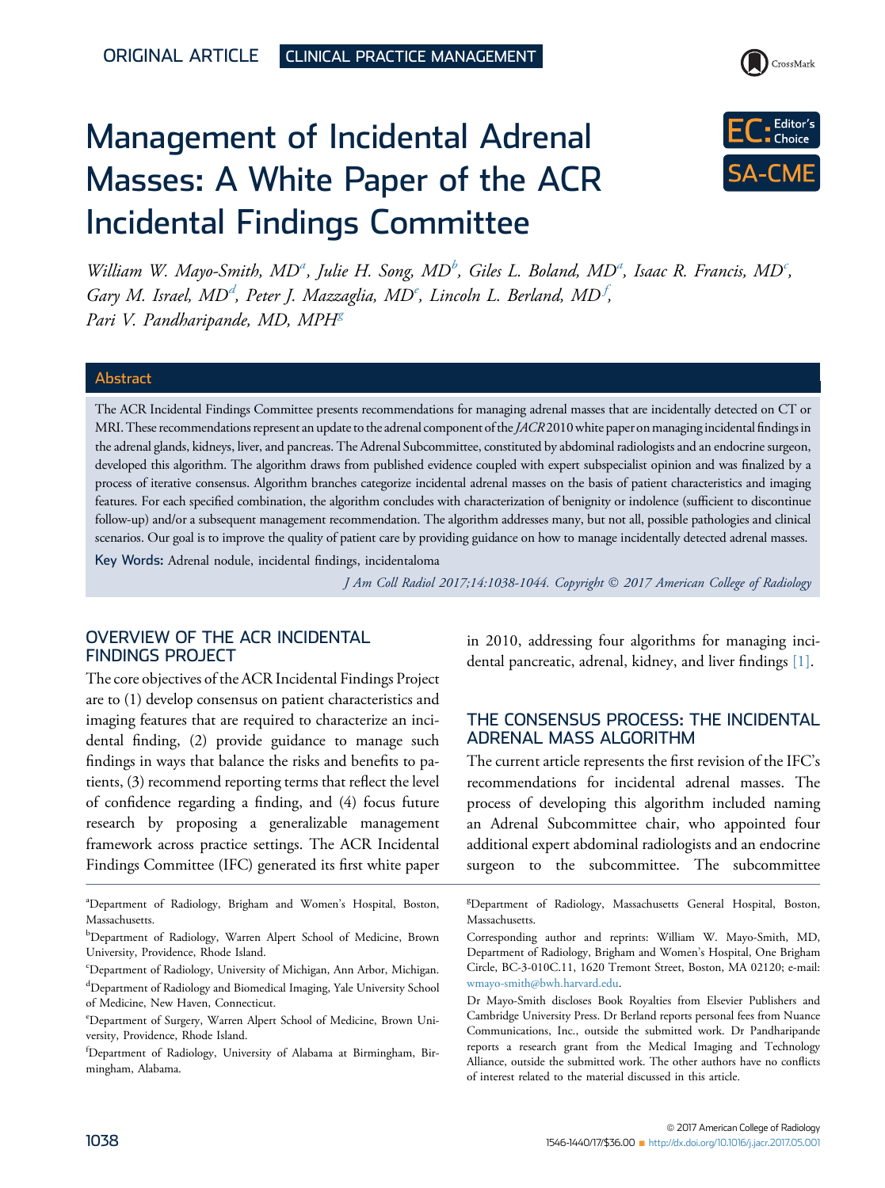ORIGINAL ARTICLE CLINICAL PRACTICE MANAGEMENT

# Management of Incidental Adrenal Masses: A White Paper of the ACR Incidental Findings Committee

EC: Editor's Choice

SA-CME

*William W. Mayo-Smith, MD[a], Julie H. Song, MD[b], Giles L. Boland, MD[a], Isaac R. Francis, MD[c], Gary M. Israel, MD[d], Peter J. Mazzaglia, MD[e], Lincoln L. Berland, MD[f], Pari V. Pandharipande, MD, MPH[g]*

## Abstract

The ACR Incidental Findings Committee presents recommendations for managing adrenal masses that are incidentally detected on CT or MRI. These recommendations represent an update to the adrenal component of the *JACR* 2010 white paper on managing incidental findings in the adrenal glands, kidneys, liver, and pancreas. The Adrenal Subcommittee, constituted by abdominal radiologists and an endocrine surgeon, developed this algorithm. The algorithm draws from published evidence coupled with expert subspecialist opinion and was finalized by a process of iterative consensus. Algorithm branches categorize incidental adrenal masses on the basis of patient characteristics and imaging features. For each specified combination, the algorithm concludes with characterization of benignity or indolence (sufficient to discontinue follow-up) and/or a subsequent management recommendation. The algorithm addresses many, but not all, possible pathologies and clinical scenarios. Our goal is to improve the quality of patient care by providing guidance on how to manage incidentally detected adrenal masses.

**Key Words:** Adrenal nodule, incidental findings, incidentaloma

*J Am Coll Radiol 2017;14:1038-1044. Copyright © 2017 American College of Radiology*

## OVERVIEW OF THE ACR INCIDENTAL FINDINGS PROJECT

The core objectives of the ACR Incidental Findings Project are to (1) develop consensus on patient characteristics and imaging features that are required to characterize an incidental finding, (2) provide guidance to manage such findings in ways that balance the risks and benefits to patients, (3) recommend reporting terms that reflect the level of confidence regarding a finding, and (4) focus future research by proposing a generalizable management framework across practice settings. The ACR Incidental Findings Committee (IFC) generated its first white paper in 2010, addressing four algorithms for managing incidental pancreatic, adrenal, kidney, and liver findings [1].

## THE CONSENSUS PROCESS: THE INCIDENTAL ADRENAL MASS ALGORITHM

The current article represents the first revision of the IFC's recommendations for incidental adrenal masses. The process of developing this algorithm included naming an Adrenal Subcommittee chair, who appointed four additional expert abdominal radiologists and an endocrine surgeon to the subcommittee. The subcommittee

---

[a]Department of Radiology, Brigham and Women's Hospital, Boston, Massachusetts.

[b]Department of Radiology, Warren Alpert School of Medicine, Brown University, Providence, Rhode Island.

[c]Department of Radiology, University of Michigan, Ann Arbor, Michigan.

[d]Department of Radiology and Biomedical Imaging, Yale University School of Medicine, New Haven, Connecticut.

[e]Department of Surgery, Warren Alpert School of Medicine, Brown University, Providence, Rhode Island.

[f]Department of Radiology, University of Alabama at Birmingham, Birmingham, Alabama.

[g]Department of Radiology, Massachusetts General Hospital, Boston, Massachusetts.

Corresponding author and reprints: William W. Mayo-Smith, MD, Department of Radiology, Brigham and Women's Hospital, One Brigham Circle, BC-3-010C.11, 1620 Tremont Street, Boston, MA 02120; e-mail: wmayo-smith@bwh.harvard.edu.

Dr Mayo-Smith discloses Book Royalties from Elsevier Publishers and Cambridge University Press. Dr Berland reports personal fees from Nuance Communications, Inc., outside the submitted work. Dr Pandharipande reports a research grant from the Medical Imaging and Technology Alliance, outside the submitted work. The other authors have no conflicts of interest related to the material discussed in this article.

© 2017 American College of Radiology
1546-1440/17/$36.00 ■ http://dx.doi.org/10.1016/j.jacr.2017.05.001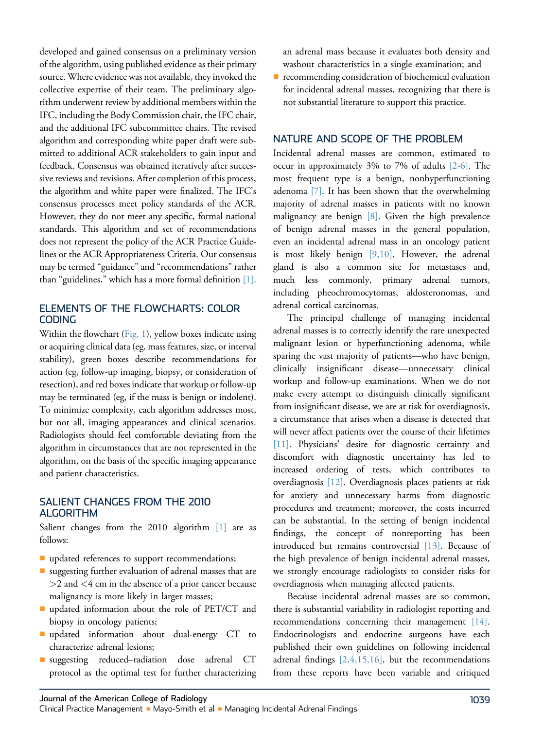developed and gained consensus on a preliminary version of the algorithm, using published evidence as their primary source. Where evidence was not available, they invoked the collective expertise of their team. The preliminary algorithm underwent review by additional members within the IFC, including the Body Commission chair, the IFC chair, and the additional IFC subcommittee chairs. The revised algorithm and corresponding white paper draft were submitted to additional ACR stakeholders to gain input and feedback. Consensus was obtained iteratively after successive reviews and revisions. After completion of this process, the algorithm and white paper were finalized. The IFC's consensus processes meet policy standards of the ACR. However, they do not meet any specific, formal national standards. This algorithm and set of recommendations does not represent the policy of the ACR Practice Guidelines or the ACR Appropriateness Criteria. Our consensus may be termed "guidance" and "recommendations" rather than "guidelines," which has a more formal definition [1].

## ELEMENTS OF THE FLOWCHARTS: COLOR CODING

Within the flowchart (Fig. 1), yellow boxes indicate using or acquiring clinical data (eg, mass features, size, or interval stability), green boxes describe recommendations for action (eg, follow-up imaging, biopsy, or consideration of resection), and red boxes indicate that workup or follow-up may be terminated (eg, if the mass is benign or indolent). To minimize complexity, each algorithm addresses most, but not all, imaging appearances and clinical scenarios. Radiologists should feel comfortable deviating from the algorithm in circumstances that are not represented in the algorithm, on the basis of the specific imaging appearance and patient characteristics.

## SALIENT CHANGES FROM THE 2010 ALGORITHM

Salient changes from the 2010 algorithm [1] are as follows:

- updated references to support recommendations;
- suggesting further evaluation of adrenal masses that are >2 and <4 cm in the absence of a prior cancer because malignancy is more likely in larger masses;
- updated information about the role of PET/CT and biopsy in oncology patients;
- updated information about dual-energy CT to characterize adrenal lesions;
- suggesting reduced–radiation dose adrenal CT protocol as the optimal test for further characterizing an adrenal mass because it evaluates both density and washout characteristics in a single examination; and
- recommending consideration of biochemical evaluation for incidental adrenal masses, recognizing that there is not substantial literature to support this practice.

## NATURE AND SCOPE OF THE PROBLEM

Incidental adrenal masses are common, estimated to occur in approximately 3% to 7% of adults [2-6]. The most frequent type is a benign, nonhyperfunctioning adenoma [7]. It has been shown that the overwhelming majority of adrenal masses in patients with no known malignancy are benign [8]. Given the high prevalence of benign adrenal masses in the general population, even an incidental adrenal mass in an oncology patient is most likely benign [9,10]. However, the adrenal gland is also a common site for metastases and, much less commonly, primary adrenal tumors, including pheochromocytomas, aldosteronomas, and adrenal cortical carcinomas.

The principal challenge of managing incidental adrenal masses is to correctly identify the rare unexpected malignant lesion or hyperfunctioning adenoma, while sparing the vast majority of patients—who have benign, clinically insignificant disease—unnecessary clinical workup and follow-up examinations. When we do not make every attempt to distinguish clinically significant from insignificant disease, we are at risk for overdiagnosis, a circumstance that arises when a disease is detected that will never affect patients over the course of their lifetimes [11]. Physicians' desire for diagnostic certainty and discomfort with diagnostic uncertainty has led to increased ordering of tests, which contributes to overdiagnosis [12]. Overdiagnosis places patients at risk for anxiety and unnecessary harms from diagnostic procedures and treatment; moreover, the costs incurred can be substantial. In the setting of benign incidental findings, the concept of nonreporting has been introduced but remains controversial [13]. Because of the high prevalence of benign incidental adrenal masses, we strongly encourage radiologists to consider risks for overdiagnosis when managing affected patients.

Because incidental adrenal masses are so common, there is substantial variability in radiologist reporting and recommendations concerning their management [14]. Endocrinologists and endocrine surgeons have each published their own guidelines on following incidental adrenal findings [2,4,15,16], but the recommendations from these reports have been variable and critiqued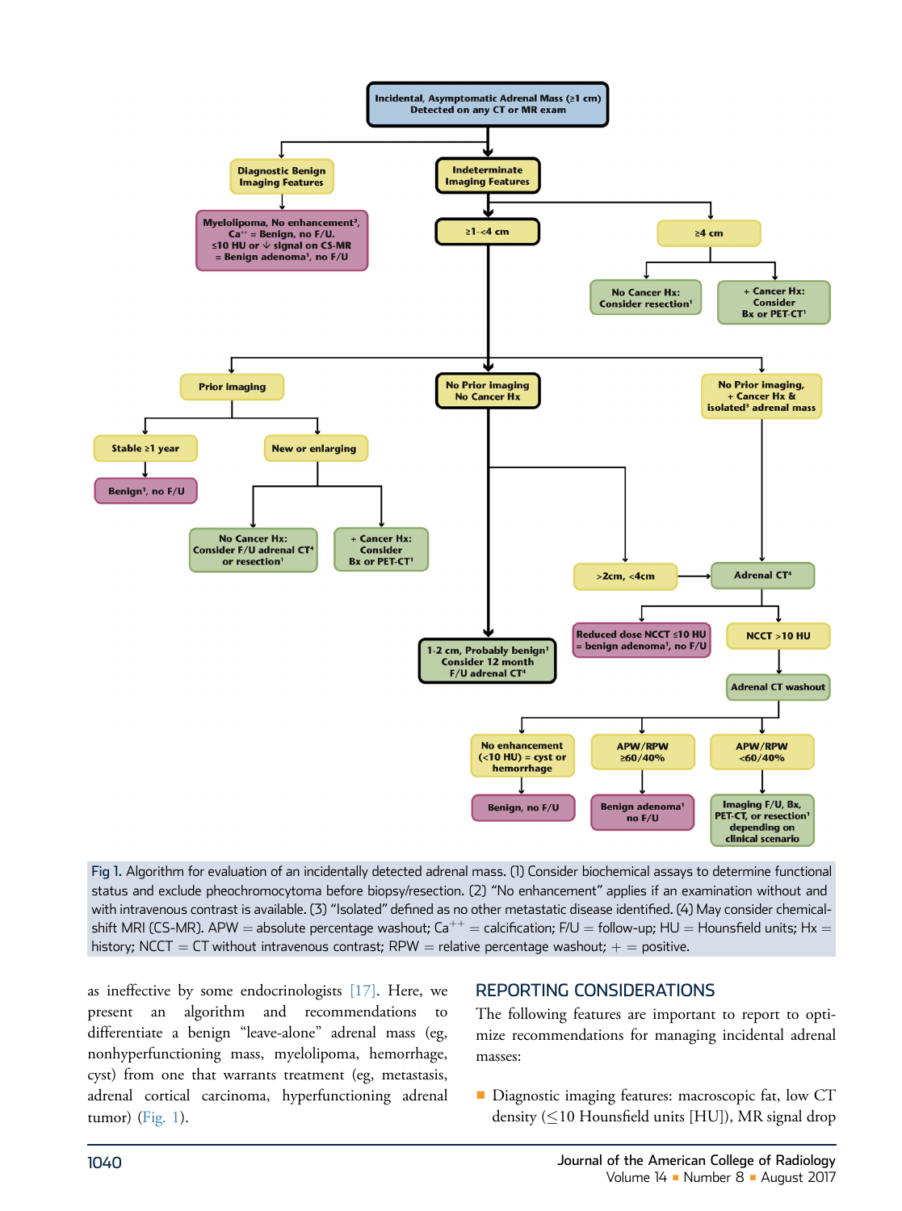Fig 1. Algorithm for evaluation of an incidentally detected adrenal mass. (1) Consider biochemical assays to determine functional status and exclude pheochromocytoma before biopsy/resection. (2) "No enhancement" applies if an examination without and with intravenous contrast is available. (3) "Isolated" defined as no other metastatic disease identified. (4) May consider chemical-shift MRI (CS-MR). APW = absolute percentage washout; $Ca^{++}$ = calcification; F/U = follow-up; HU = Hounsfield units; Hx = history; NCCT = CT without intravenous contrast; RPW = relative percentage washout; + = positive.

as ineffective by some endocrinologists [17]. Here, we present an algorithm and recommendations to differentiate a benign "leave-alone" adrenal mass (eg, nonhyperfunctioning mass, myelolipoma, hemorrhage, cyst) from one that warrants treatment (eg, metastasis, adrenal cortical carcinoma, hyperfunctioning adrenal tumor) (Fig. 1).

## REPORTING CONSIDERATIONS

The following features are important to report to optimize recommendations for managing incidental adrenal masses:

- Diagnostic imaging features: macroscopic fat, low CT density (≤10 Hounsfield units [HU]), MR signal drop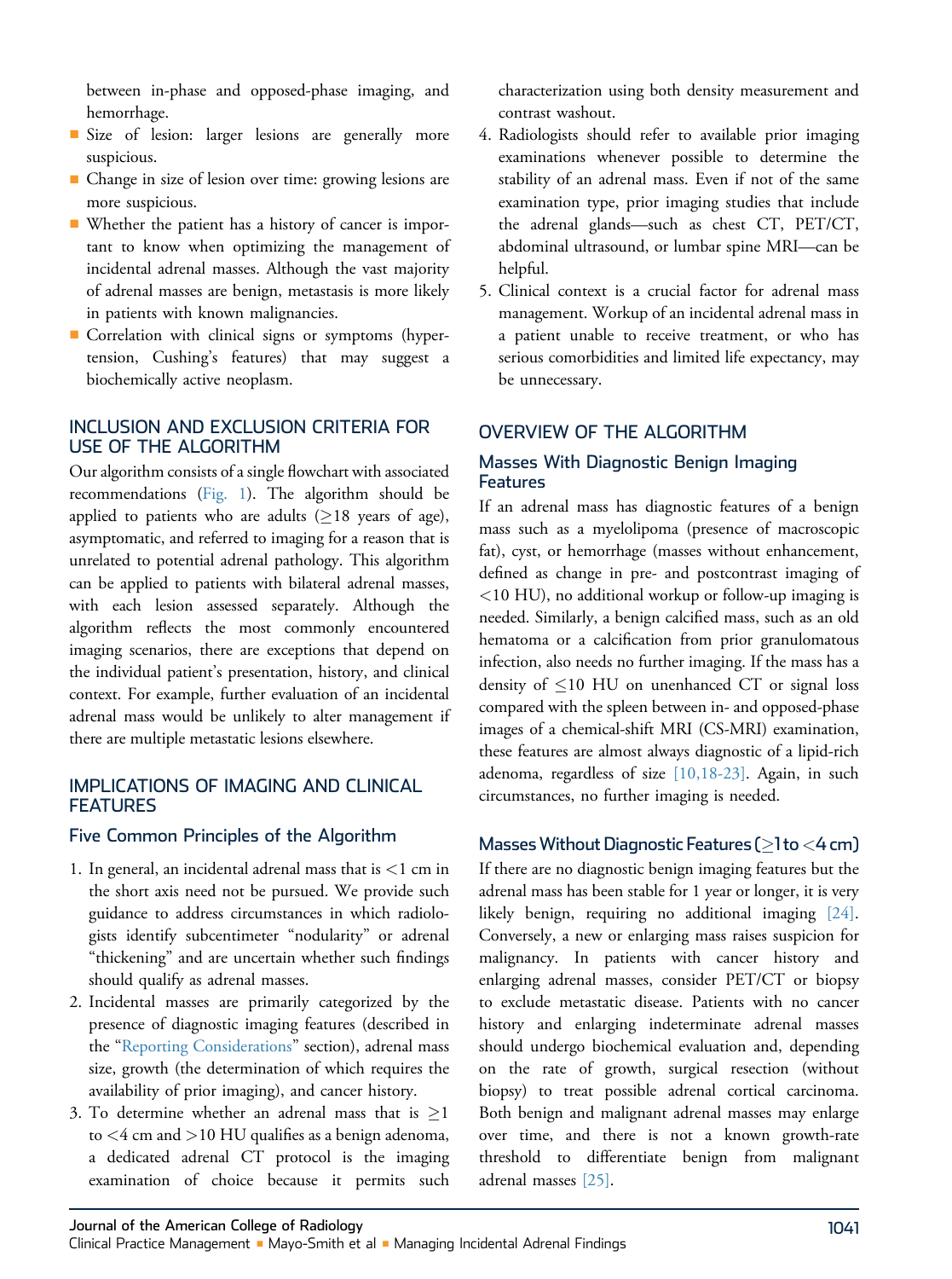between in-phase and opposed-phase imaging, and hemorrhage.

- Size of lesion: larger lesions are generally more suspicious.
- Change in size of lesion over time: growing lesions are more suspicious.
- Whether the patient has a history of cancer is important to know when optimizing the management of incidental adrenal masses. Although the vast majority of adrenal masses are benign, metastasis is more likely in patients with known malignancies.
- Correlation with clinical signs or symptoms (hypertension, Cushing's features) that may suggest a biochemically active neoplasm.

## INCLUSION AND EXCLUSION CRITERIA FOR USE OF THE ALGORITHM

Our algorithm consists of a single flowchart with associated recommendations (Fig. 1). The algorithm should be applied to patients who are adults (≥18 years of age), asymptomatic, and referred to imaging for a reason that is unrelated to potential adrenal pathology. This algorithm can be applied to patients with bilateral adrenal masses, with each lesion assessed separately. Although the algorithm reflects the most commonly encountered imaging scenarios, there are exceptions that depend on the individual patient's presentation, history, and clinical context. For example, further evaluation of an incidental adrenal mass would be unlikely to alter management if there are multiple metastatic lesions elsewhere.

## IMPLICATIONS OF IMAGING AND CLINICAL FEATURES

### Five Common Principles of the Algorithm

1. In general, an incidental adrenal mass that is <1 cm in the short axis need not be pursued. We provide such guidance to address circumstances in which radiologists identify subcentimeter "nodularity" or adrenal "thickening" and are uncertain whether such findings should qualify as adrenal masses.
2. Incidental masses are primarily categorized by the presence of diagnostic imaging features (described in the "Reporting Considerations" section), adrenal mass size, growth (the determination of which requires the availability of prior imaging), and cancer history.
3. To determine whether an adrenal mass that is ≥1 to <4 cm and >10 HU qualifies as a benign adenoma, a dedicated adrenal CT protocol is the imaging examination of choice because it permits such characterization using both density measurement and contrast washout.
4. Radiologists should refer to available prior imaging examinations whenever possible to determine the stability of an adrenal mass. Even if not of the same examination type, prior imaging studies that include the adrenal glands—such as chest CT, PET/CT, abdominal ultrasound, or lumbar spine MRI—can be helpful.
5. Clinical context is a crucial factor for adrenal mass management. Workup of an incidental adrenal mass in a patient unable to receive treatment, or who has serious comorbidities and limited life expectancy, may be unnecessary.

## OVERVIEW OF THE ALGORITHM

### Masses With Diagnostic Benign Imaging Features

If an adrenal mass has diagnostic features of a benign mass such as a myelolipoma (presence of macroscopic fat), cyst, or hemorrhage (masses without enhancement, defined as change in pre- and postcontrast imaging of <10 HU), no additional workup or follow-up imaging is needed. Similarly, a benign calcified mass, such as an old hematoma or a calcification from prior granulomatous infection, also needs no further imaging. If the mass has a density of ≤10 HU on unenhanced CT or signal loss compared with the spleen between in- and opposed-phase images of a chemical-shift MRI (CS-MRI) examination, these features are almost always diagnostic of a lipid-rich adenoma, regardless of size [10,18-23]. Again, in such circumstances, no further imaging is needed.

### Masses Without Diagnostic Features (≥1 to <4 cm)

If there are no diagnostic benign imaging features but the adrenal mass has been stable for 1 year or longer, it is very likely benign, requiring no additional imaging [24]. Conversely, a new or enlarging mass raises suspicion for malignancy. In patients with cancer history and enlarging adrenal masses, consider PET/CT or biopsy to exclude metastatic disease. Patients with no cancer history and enlarging indeterminate adrenal masses should undergo biochemical evaluation and, depending on the rate of growth, surgical resection (without biopsy) to treat possible adrenal cortical carcinoma. Both benign and malignant adrenal masses may enlarge over time, and there is not a known growth-rate threshold to differentiate benign from malignant adrenal masses [25].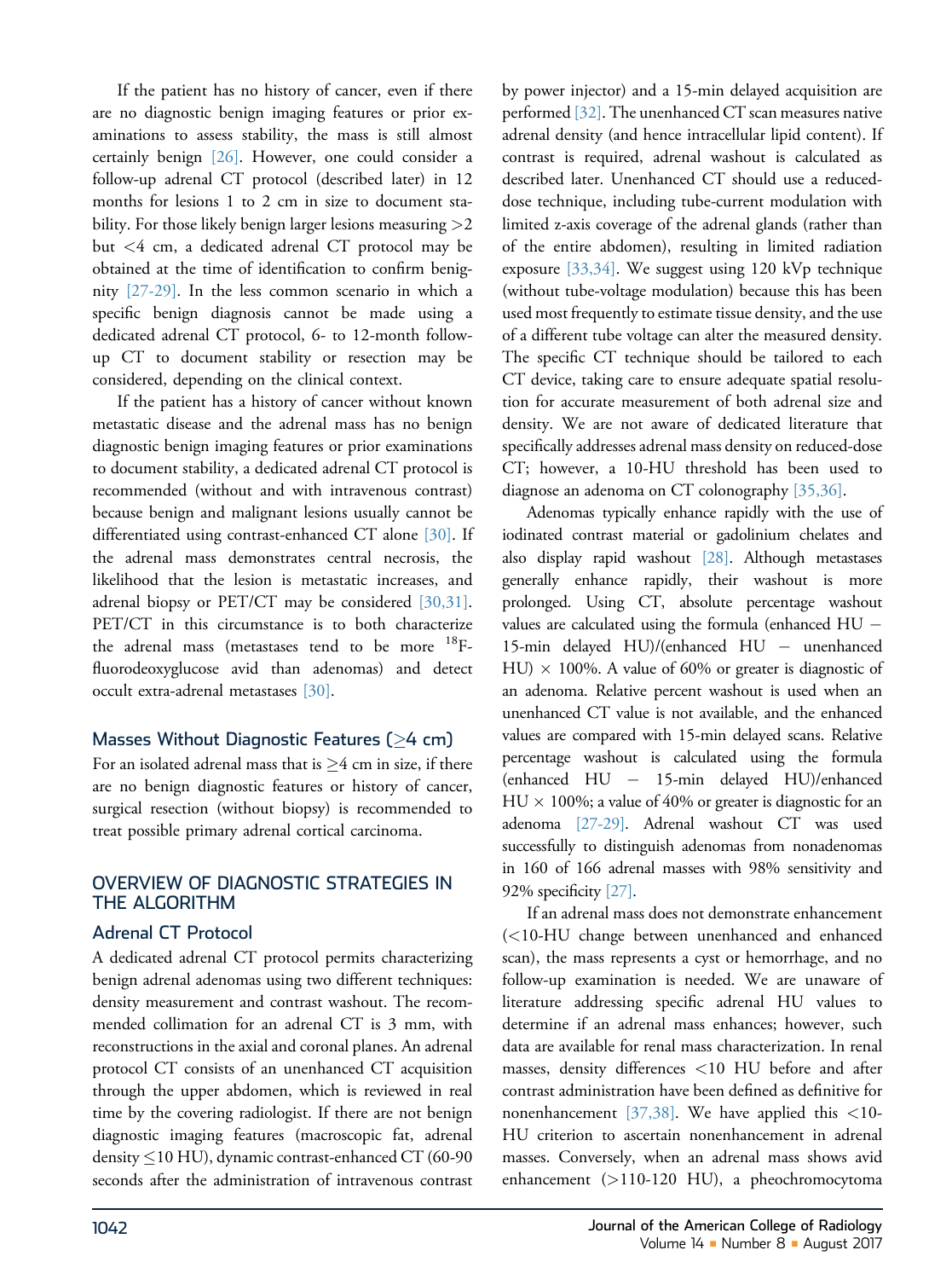If the patient has no history of cancer, even if there are no diagnostic benign imaging features or prior examinations to assess stability, the mass is still almost certainly benign [26]. However, one could consider a follow-up adrenal CT protocol (described later) in 12 months for lesions 1 to 2 cm in size to document stability. For those likely benign larger lesions measuring >2 but <4 cm, a dedicated adrenal CT protocol may be obtained at the time of identification to confirm benignity [27-29]. In the less common scenario in which a specific benign diagnosis cannot be made using a dedicated adrenal CT protocol, 6- to 12-month follow-up CT to document stability or resection may be considered, depending on the clinical context.

If the patient has a history of cancer without known metastatic disease and the adrenal mass has no benign diagnostic benign imaging features or prior examinations to document stability, a dedicated adrenal CT protocol is recommended (without and with intravenous contrast) because benign and malignant lesions usually cannot be differentiated using contrast-enhanced CT alone [30]. If the adrenal mass demonstrates central necrosis, the likelihood that the lesion is metastatic increases, and adrenal biopsy or PET/CT may be considered [30,31]. PET/CT in this circumstance is to both characterize the adrenal mass (metastases tend to be more $^{18}$F-fluorodeoxyglucose avid than adenomas) and detect occult extra-adrenal metastases [30].

### Masses Without Diagnostic Features (≥4 cm)

For an isolated adrenal mass that is ≥4 cm in size, if there are no benign diagnostic features or history of cancer, surgical resection (without biopsy) is recommended to treat possible primary adrenal cortical carcinoma.

## OVERVIEW OF DIAGNOSTIC STRATEGIES IN THE ALGORITHM

### Adrenal CT Protocol

A dedicated adrenal CT protocol permits characterizing benign adrenal adenomas using two different techniques: density measurement and contrast washout. The recommended collimation for an adrenal CT is 3 mm, with reconstructions in the axial and coronal planes. An adrenal protocol CT consists of an unenhanced CT acquisition through the upper abdomen, which is reviewed in real time by the covering radiologist. If there are not benign diagnostic imaging features (macroscopic fat, adrenal density ≤10 HU), dynamic contrast-enhanced CT (60-90 seconds after the administration of intravenous contrast by power injector) and a 15-min delayed acquisition are performed [32]. The unenhanced CT scan measures native adrenal density (and hence intracellular lipid content). If contrast is required, adrenal washout is calculated as described later. Unenhanced CT should use a reduced-dose technique, including tube-current modulation with limited z-axis coverage of the adrenal glands (rather than of the entire abdomen), resulting in limited radiation exposure [33,34]. We suggest using 120 kVp technique (without tube-voltage modulation) because this has been used most frequently to estimate tissue density, and the use of a different tube voltage can alter the measured density. The specific CT technique should be tailored to each CT device, taking care to ensure adequate spatial resolution for accurate measurement of both adrenal size and density. We are not aware of dedicated literature that specifically addresses adrenal mass density on reduced-dose CT; however, a 10-HU threshold has been used to diagnose an adenoma on CT colonography [35,36].

Adenomas typically enhance rapidly with the use of iodinated contrast material or gadolinium chelates and also display rapid washout [28]. Although metastases generally enhance rapidly, their washout is more prolonged. Using CT, absolute percentage washout values are calculated using the formula (enhanced HU − 15-min delayed HU)/(enhanced HU − unenhanced HU) × 100%. A value of 60% or greater is diagnostic of an adenoma. Relative percent washout is used when an unenhanced CT value is not available, and the enhanced values are compared with 15-min delayed scans. Relative percentage washout is calculated using the formula (enhanced HU − 15-min delayed HU)/enhanced HU × 100%; a value of 40% or greater is diagnostic for an adenoma [27-29]. Adrenal washout CT was used successfully to distinguish adenomas from nonadenomas in 160 of 166 adrenal masses with 98% sensitivity and 92% specificity [27].

If an adrenal mass does not demonstrate enhancement (<10-HU change between unenhanced and enhanced scan), the mass represents a cyst or hemorrhage, and no follow-up examination is needed. We are unaware of literature addressing specific adrenal HU values to determine if an adrenal mass enhances; however, such data are available for renal mass characterization. In renal masses, density differences <10 HU before and after contrast administration have been defined as definitive for nonenhancement [37,38]. We have applied this <10-HU criterion to ascertain nonenhancement in adrenal masses. Conversely, when an adrenal mass shows avid enhancement (>110-120 HU), a pheochromocytoma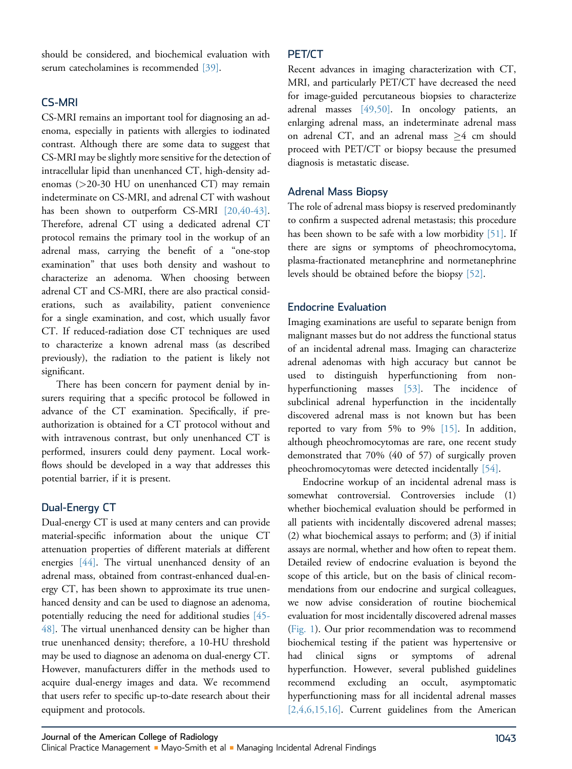should be considered, and biochemical evaluation with serum catecholamines is recommended [39].

## CS-MRI

CS-MRI remains an important tool for diagnosing an adenoma, especially in patients with allergies to iodinated contrast. Although there are some data to suggest that CS-MRI may be slightly more sensitive for the detection of intracellular lipid than unenhanced CT, high-density adenomas (>20-30 HU on unenhanced CT) may remain indeterminate on CS-MRI, and adrenal CT with washout has been shown to outperform CS-MRI [20,40-43]. Therefore, adrenal CT using a dedicated adrenal CT protocol remains the primary tool in the workup of an adrenal mass, carrying the benefit of a "one-stop examination" that uses both density and washout to characterize an adenoma. When choosing between adrenal CT and CS-MRI, there are also practical considerations, such as availability, patient convenience for a single examination, and cost, which usually favor CT. If reduced-radiation dose CT techniques are used to characterize a known adrenal mass (as described previously), the radiation to the patient is likely not significant.

There has been concern for payment denial by insurers requiring that a specific protocol be followed in advance of the CT examination. Specifically, if preauthorization is obtained for a CT protocol without and with intravenous contrast, but only unenhanced CT is performed, insurers could deny payment. Local workflows should be developed in a way that addresses this potential barrier, if it is present.

## Dual-Energy CT

Dual-energy CT is used at many centers and can provide material-specific information about the unique CT attenuation properties of different materials at different energies [44]. The virtual unenhanced density of an adrenal mass, obtained from contrast-enhanced dual-energy CT, has been shown to approximate its true unenhanced density and can be used to diagnose an adenoma, potentially reducing the need for additional studies [45-48]. The virtual unenhanced density can be higher than true unenhanced density; therefore, a 10-HU threshold may be used to diagnose an adenoma on dual-energy CT. However, manufacturers differ in the methods used to acquire dual-energy images and data. We recommend that users refer to specific up-to-date research about their equipment and protocols.

## PET/CT

Recent advances in imaging characterization with CT, MRI, and particularly PET/CT have decreased the need for image-guided percutaneous biopsies to characterize adrenal masses [49,50]. In oncology patients, an enlarging adrenal mass, an indeterminate adrenal mass on adrenal CT, and an adrenal mass ≥4 cm should proceed with PET/CT or biopsy because the presumed diagnosis is metastatic disease.

## Adrenal Mass Biopsy

The role of adrenal mass biopsy is reserved predominantly to confirm a suspected adrenal metastasis; this procedure has been shown to be safe with a low morbidity [51]. If there are signs or symptoms of pheochromocytoma, plasma-fractionated metanephrine and normetanephrine levels should be obtained before the biopsy [52].

## Endocrine Evaluation

Imaging examinations are useful to separate benign from malignant masses but do not address the functional status of an incidental adrenal mass. Imaging can characterize adrenal adenomas with high accuracy but cannot be used to distinguish hyperfunctioning from nonhyperfunctioning masses [53]. The incidence of subclinical adrenal hyperfunction in the incidentally discovered adrenal mass is not known but has been reported to vary from 5% to 9% [15]. In addition, although pheochromocytomas are rare, one recent study demonstrated that 70% (40 of 57) of surgically proven pheochromocytomas were detected incidentally [54].

Endocrine workup of an incidental adrenal mass is somewhat controversial. Controversies include (1) whether biochemical evaluation should be performed in all patients with incidentally discovered adrenal masses; (2) what biochemical assays to perform; and (3) if initial assays are normal, whether and how often to repeat them. Detailed review of endocrine evaluation is beyond the scope of this article, but on the basis of clinical recommendations from our endocrine and surgical colleagues, we now advise consideration of routine biochemical evaluation for most incidentally discovered adrenal masses (Fig. 1). Our prior recommendation was to recommend biochemical testing if the patient was hypertensive or had clinical signs or symptoms of adrenal hyperfunction. However, several published guidelines recommend excluding an occult, asymptomatic hyperfunctioning mass for all incidental adrenal masses [2,4,6,15,16]. Current guidelines from the American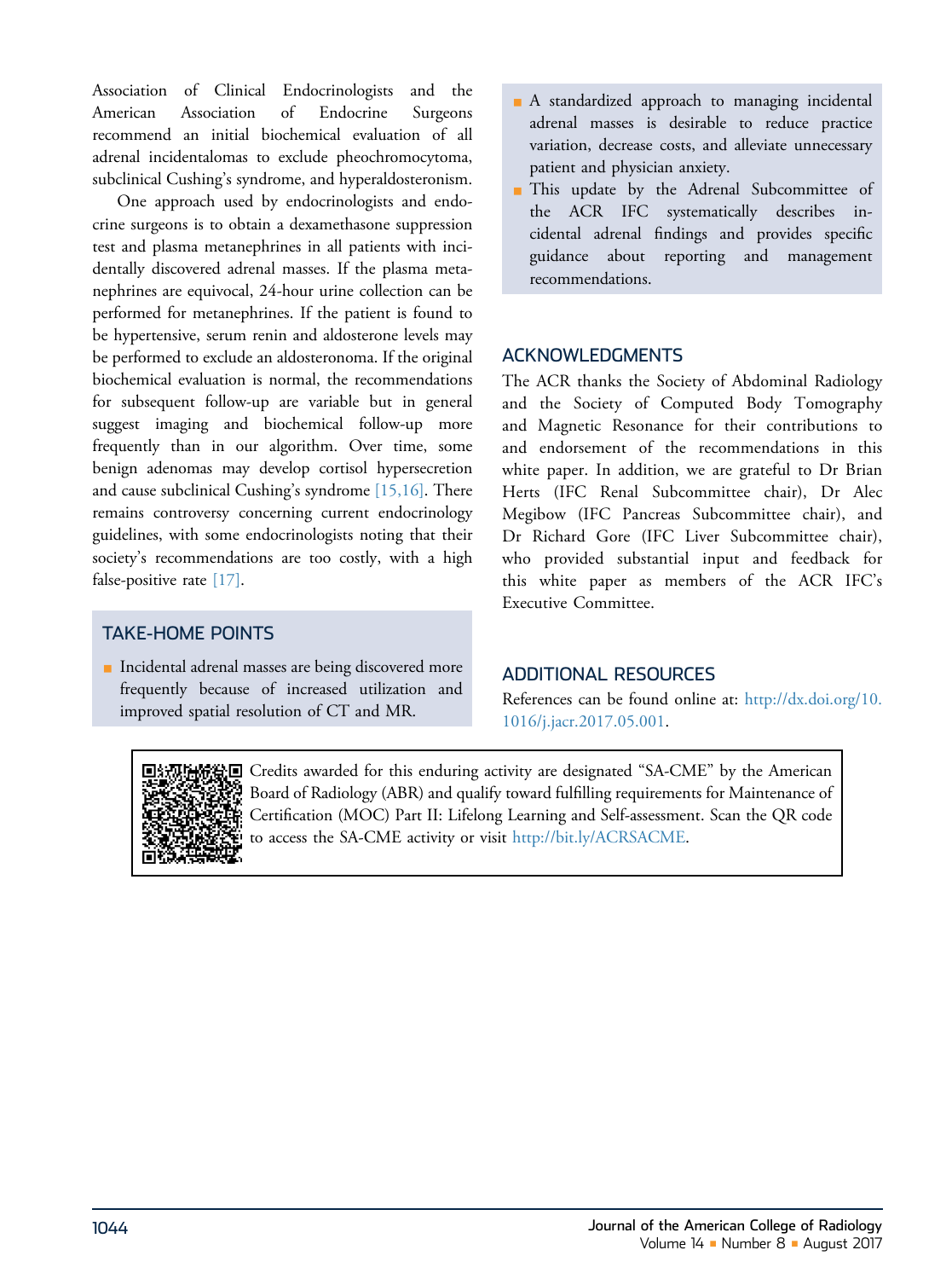Association of Clinical Endocrinologists and the American Association of Endocrine Surgeons recommend an initial biochemical evaluation of all adrenal incidentalomas to exclude pheochromocytoma, subclinical Cushing's syndrome, and hyperaldosteronism.

One approach used by endocrinologists and endocrine surgeons is to obtain a dexamethasone suppression test and plasma metanephrines in all patients with incidentally discovered adrenal masses. If the plasma metanephrines are equivocal, 24-hour urine collection can be performed for metanephrines. If the patient is found to be hypertensive, serum renin and aldosterone levels may be performed to exclude an aldosteronoma. If the original biochemical evaluation is normal, the recommendations for subsequent follow-up are variable but in general suggest imaging and biochemical follow-up more frequently than in our algorithm. Over time, some benign adenomas may develop cortisol hypersecretion and cause subclinical Cushing's syndrome [15,16]. There remains controversy concerning current endocrinology guidelines, with some endocrinologists noting that their society's recommendations are too costly, with a high false-positive rate [17].

## TAKE-HOME POINTS

- Incidental adrenal masses are being discovered more frequently because of increased utilization and improved spatial resolution of CT and MR.
- A standardized approach to managing incidental adrenal masses is desirable to reduce practice variation, decrease costs, and alleviate unnecessary patient and physician anxiety.
- This update by the Adrenal Subcommittee of the ACR IFC systematically describes incidental adrenal findings and provides specific guidance about reporting and management recommendations.

## ACKNOWLEDGMENTS

The ACR thanks the Society of Abdominal Radiology and the Society of Computed Body Tomography and Magnetic Resonance for their contributions to and endorsement of the recommendations in this white paper. In addition, we are grateful to Dr Brian Herts (IFC Renal Subcommittee chair), Dr Alec Megibow (IFC Pancreas Subcommittee chair), and Dr Richard Gore (IFC Liver Subcommittee chair), who provided substantial input and feedback for this white paper as members of the ACR IFC's Executive Committee.

## ADDITIONAL RESOURCES

References can be found online at: http://dx.doi.org/10.1016/j.jacr.2017.05.001.

Credits awarded for this enduring activity are designated "SA-CME" by the American Board of Radiology (ABR) and qualify toward fulfilling requirements for Maintenance of Certification (MOC) Part II: Lifelong Learning and Self-assessment. Scan the QR code to access the SA-CME activity or visit http://bit.ly/ACRSACME.